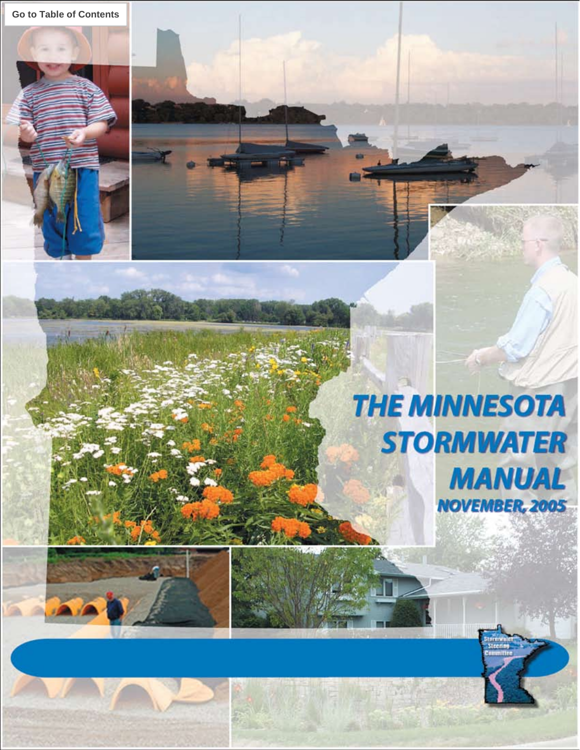Go to Table of Contents

# THE MINNESOTA STORMWATER MANUAL

## NOVEMBER, 2005

Stormwater Steering Committee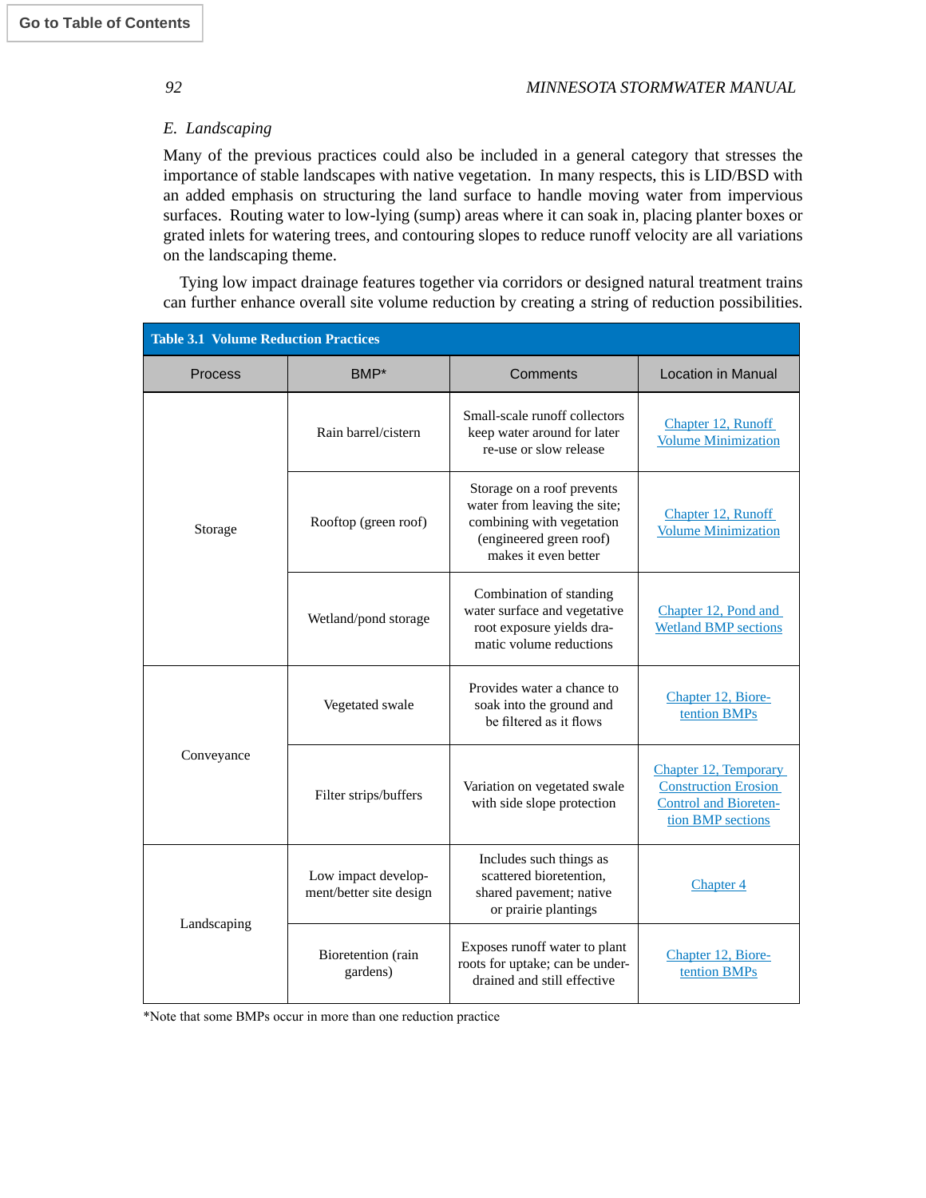## E. Landscaping

Many of the previous practices could also be included in a general category that stresses the importance of stable landscapes with native vegetation. In many respects, this is LID/BSD with an added emphasis on structuring the land surface to handle moving water from impervious surfaces. Routing water to low-lying (sump) areas where it can soak in, placing planter boxes or grated inlets for watering trees, and contouring slopes to reduce runoff velocity are all variations on the landscaping theme.

Tying low impact drainage features together via corridors or designed natural treatment trains can further enhance overall site volume reduction by creating a string of reduction possibilities.

**Table 3.1 Volume Reduction Practices**

| Process | BMP* | Comments | Location in Manual |
|---|---|---|---|
| Storage | Rain barrel/cistern | Small-scale runoff collectors keep water around for later re-use or slow release | Chapter 12, Runoff Volume Minimization |
| | Rooftop (green roof) | Storage on a roof prevents water from leaving the site; combining with vegetation (engineered green roof) makes it even better | Chapter 12, Runoff Volume Minimization |
| | Wetland/pond storage | Combination of standing water surface and vegetative root exposure yields dramatic volume reductions | Chapter 12, Pond and Wetland BMP sections |
| Conveyance | Vegetated swale | Provides water a chance to soak into the ground and be filtered as it flows | Chapter 12, Bioretention BMPs |
| | Filter strips/buffers | Variation on vegetated swale with side slope protection | Chapter 12, Temporary Construction Erosion Control and Bioretention BMP sections |
| Landscaping | Low impact development/better site design | Includes such things as scattered bioretention, shared pavement; native or prairie plantings | Chapter 4 |
| | Bioretention (rain gardens) | Exposes runoff water to plant roots for uptake; can be underdrained and still effective | Chapter 12, Bioretention BMPs |

*Note that some BMPs occur in more than one reduction practice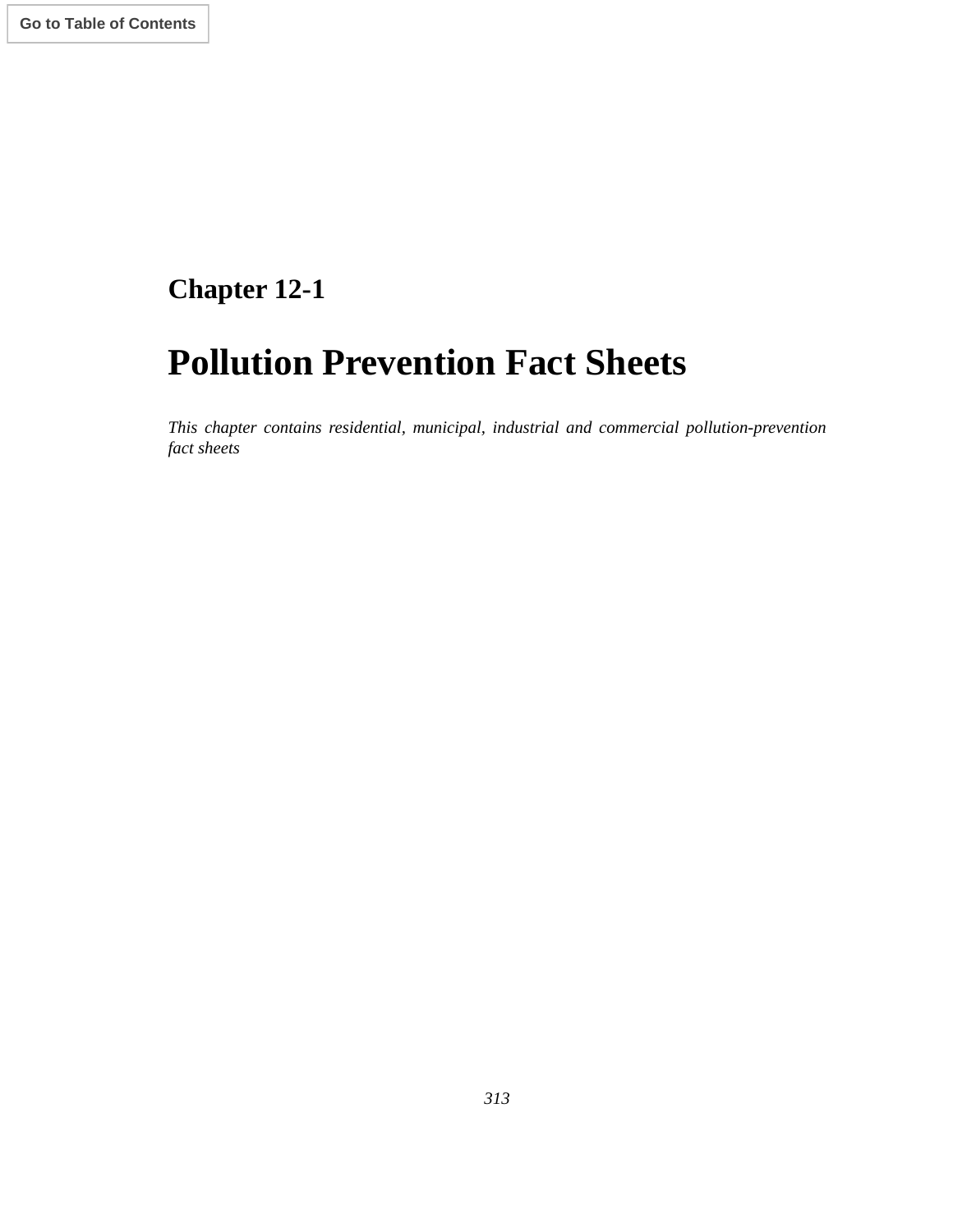## Chapter 12-1

# Pollution Prevention Fact Sheets

*This chapter contains residential, municipal, industrial and commercial pollution-prevention fact sheets*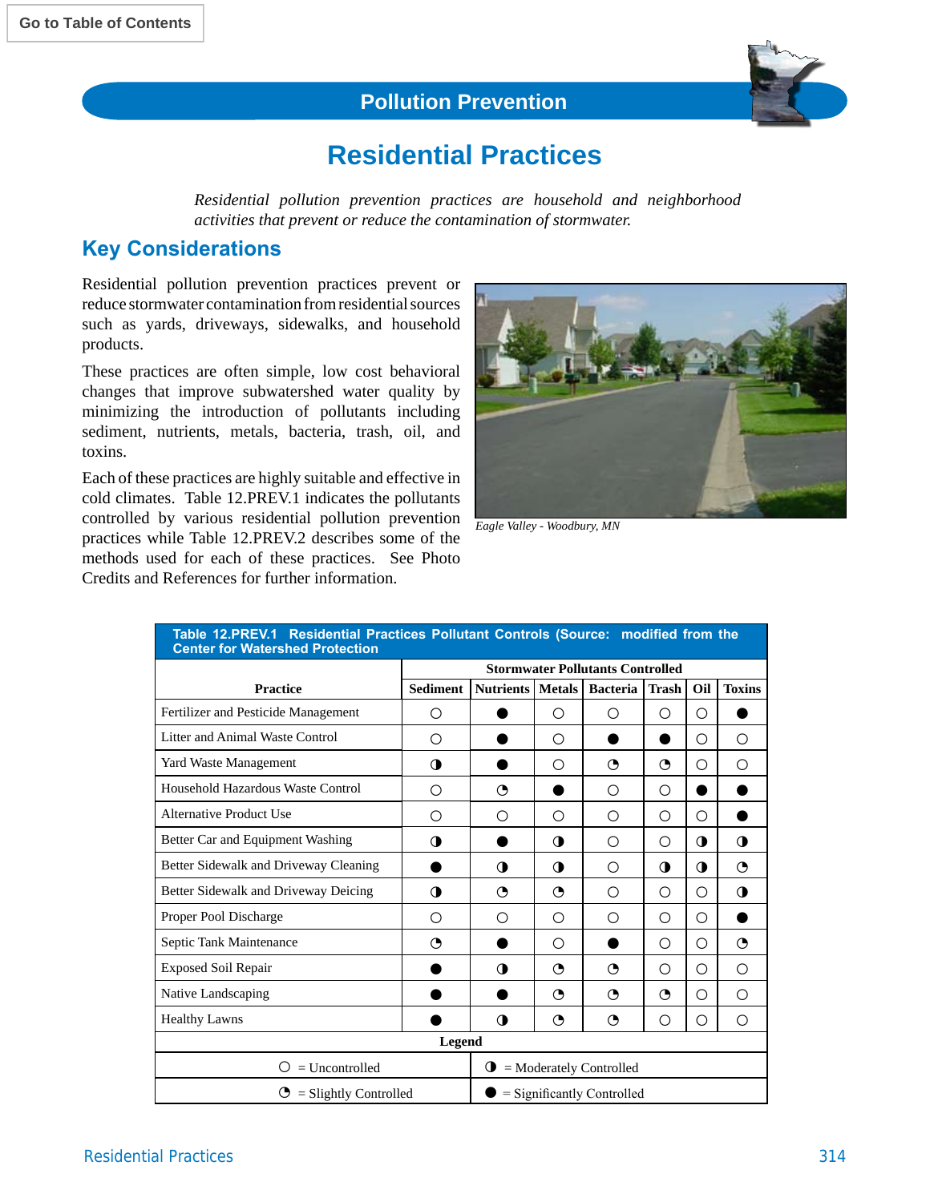# Pollution Prevention

# Residential Practices

*Residential pollution prevention practices are household and neighborhood activities that prevent or reduce the contamination of stormwater.*

## Key Considerations

Residential pollution prevention practices prevent or reduce stormwater contamination from residential sources such as yards, driveways, sidewalks, and household products.

These practices are often simple, low cost behavioral changes that improve subwatershed water quality by minimizing the introduction of pollutants including sediment, nutrients, metals, bacteria, trash, oil, and toxins.

Each of these practices are highly suitable and effective in cold climates. Table 12.PREV.1 indicates the pollutants controlled by various residential pollution prevention practices while Table 12.PREV.2 describes some of the methods used for each of these practices. See Photo Credits and References for further information.

*Eagle Valley - Woodbury, MN*

**Table 12.PREV.1 Residential Practices Pollutant Controls (Source: modified from the Center for Watershed Protection**

| Practice | Stormwater Pollutants Controlled | | | | | | |
|---|---|---|---|---|---|---|---|
| | Sediment | Nutrients | Metals | Bacteria | Trash | Oil | Toxins |
| Fertilizer and Pesticide Management | ○ | ● | ○ | ○ | ○ | ○ | ● |
| Litter and Animal Waste Control | ○ | ● | ○ | ● | ● | ○ | ○ |
| Yard Waste Management | ◑ | ● | ○ | ◔ | ◔ | ○ | ○ |
| Household Hazardous Waste Control | ○ | ◔ | ● | ○ | ○ | ● | ● |
| Alternative Product Use | ○ | ○ | ○ | ○ | ○ | ○ | ● |
| Better Car and Equipment Washing | ◑ | ● | ◑ | ○ | ○ | ◑ | ◑ |
| Better Sidewalk and Driveway Cleaning | ● | ◑ | ◑ | ○ | ◑ | ◑ | ◔ |
| Better Sidewalk and Driveway Deicing | ◑ | ◔ | ◔ | ○ | ○ | ○ | ◑ |
| Proper Pool Discharge | ○ | ○ | ○ | ○ | ○ | ○ | ● |
| Septic Tank Maintenance | ◔ | ● | ○ | ● | ○ | ○ | ◔ |
| Exposed Soil Repair | ● | ◑ | ◔ | ◔ | ○ | ○ | ○ |
| Native Landscaping | ● | ● | ◔ | ◔ | ◔ | ○ | ○ |
| Healthy Lawns | ● | ◑ | ◔ | ◔ | ○ | ○ | ○ |

**Legend**

| | |
|---|---|
| ○ = Uncontrolled | ◑ = Moderately Controlled |
| ◔ = Slightly Controlled | ● = Significantly Controlled |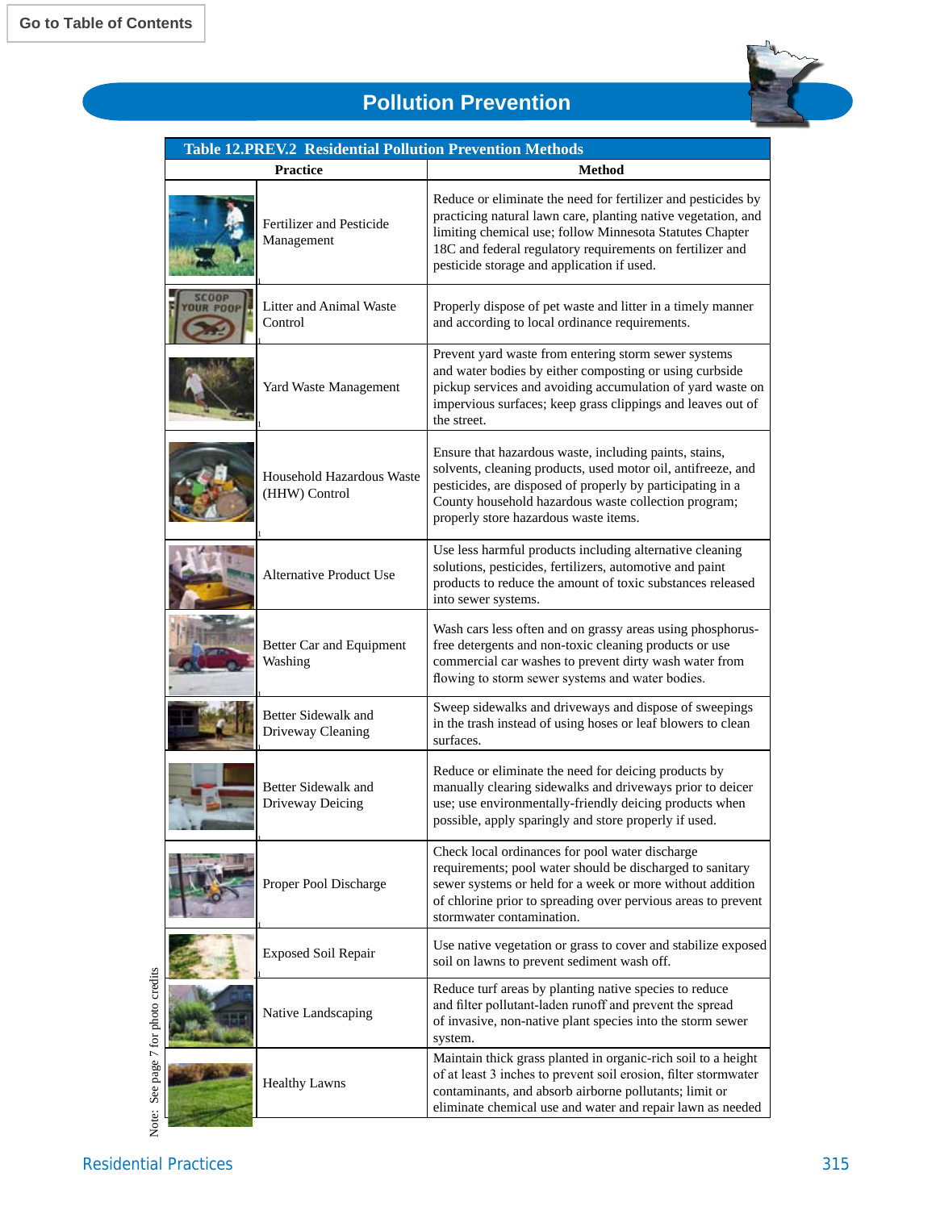Go to Table of Contents

# Pollution Prevention

**Table 12.PREV.2 Residential Pollution Prevention Methods**

| Practice | Method |
|---|---|
| Fertilizer and Pesticide Management | Reduce or eliminate the need for fertilizer and pesticides by practicing natural lawn care, planting native vegetation, and limiting chemical use; follow Minnesota Statutes Chapter 18C and federal regulatory requirements on fertilizer and pesticide storage and application if used. |
| Litter and Animal Waste Control | Properly dispose of pet waste and litter in a timely manner and according to local ordinance requirements. |
| Yard Waste Management | Prevent yard waste from entering storm sewer systems and water bodies by either composting or using curbside pickup services and avoiding accumulation of yard waste on impervious surfaces; keep grass clippings and leaves out of the street. |
| Household Hazardous Waste (HHW) Control | Ensure that hazardous waste, including paints, stains, solvents, cleaning products, used motor oil, antifreeze, and pesticides, are disposed of properly by participating in a County household hazardous waste collection program; properly store hazardous waste items. |
| Alternative Product Use | Use less harmful products including alternative cleaning solutions, pesticides, fertilizers, automotive and paint products to reduce the amount of toxic substances released into sewer systems. |
| Better Car and Equipment Washing | Wash cars less often and on grassy areas using phosphorus-free detergents and non-toxic cleaning products or use commercial car washes to prevent dirty wash water from flowing to storm sewer systems and water bodies. |
| Better Sidewalk and Driveway Cleaning | Sweep sidewalks and driveways and dispose of sweepings in the trash instead of using hoses or leaf blowers to clean surfaces. |
| Better Sidewalk and Driveway Deicing | Reduce or eliminate the need for deicing products by manually clearing sidewalks and driveways prior to deicer use; use environmentally-friendly deicing products when possible, apply sparingly and store properly if used. |
| Proper Pool Discharge | Check local ordinances for pool water discharge requirements; pool water should be discharged to sanitary sewer systems or held for a week or more without addition of chlorine prior to spreading over pervious areas to prevent stormwater contamination. |
| Exposed Soil Repair | Use native vegetation or grass to cover and stabilize exposed soil on lawns to prevent sediment wash off. |
| Native Landscaping | Reduce turf areas by planting native species to reduce and filter pollutant-laden runoff and prevent the spread of invasive, non-native plant species into the storm sewer system. |
| Healthy Lawns | Maintain thick grass planted in organic-rich soil to a height of at least 3 inches to prevent soil erosion, filter stormwater contaminants, and absorb airborne pollutants; limit or eliminate chemical use and water and repair lawn as needed |

Note: See page 7 for photo credits

Residential Practices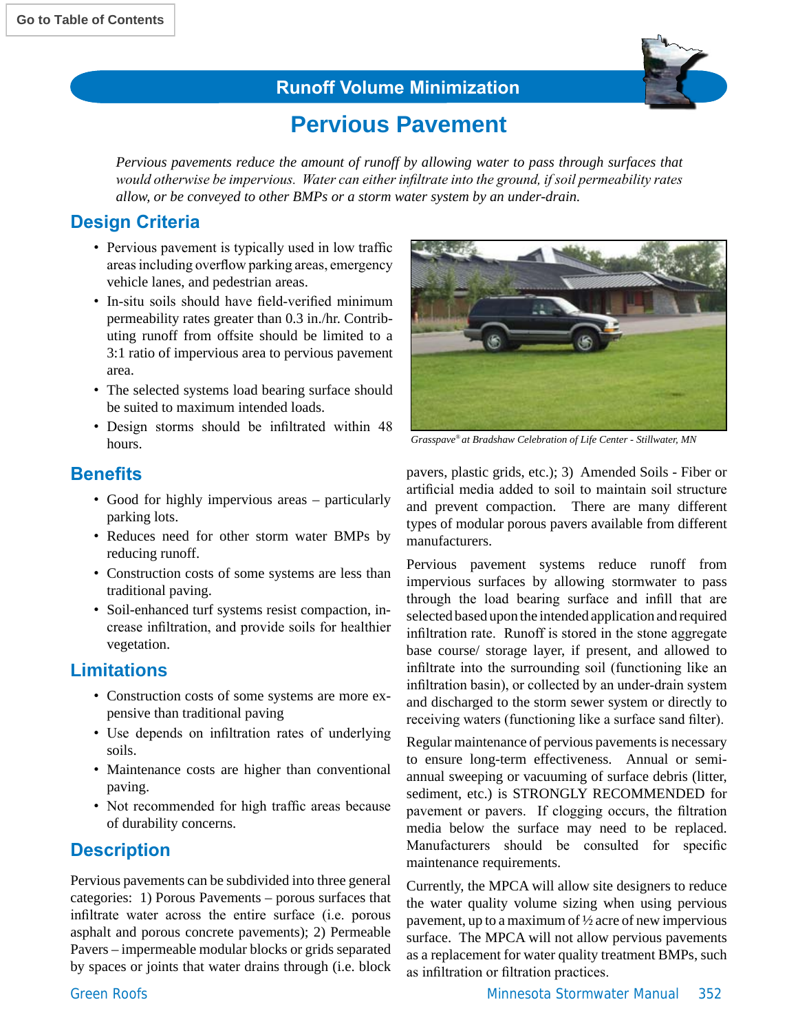Runoff Volume Minimization

# Pervious Pavement

*Pervious pavements reduce the amount of runoff by allowing water to pass through surfaces that would otherwise be impervious. Water can either infiltrate into the ground, if soil permeability rates allow, or be conveyed to other BMPs or a storm water system by an under-drain.*

## Design Criteria

- Pervious pavement is typically used in low traffic areas including overflow parking areas, emergency vehicle lanes, and pedestrian areas.
- In-situ soils should have field-verified minimum permeability rates greater than 0.3 in./hr. Contributing runoff from offsite should be limited to a 3:1 ratio of impervious area to pervious pavement area.
- The selected systems load bearing surface should be suited to maximum intended loads.
- Design storms should be infiltrated within 48 hours.

*Grasspave® at Bradshaw Celebration of Life Center - Stillwater, MN*

## Benefits

- Good for highly impervious areas – particularly parking lots.
- Reduces need for other storm water BMPs by reducing runoff.
- Construction costs of some systems are less than traditional paving.
- Soil-enhanced turf systems resist compaction, increase infiltration, and provide soils for healthier vegetation.

## Limitations

- Construction costs of some systems are more expensive than traditional paving
- Use depends on infiltration rates of underlying soils.
- Maintenance costs are higher than conventional paving.
- Not recommended for high traffic areas because of durability concerns.

## Description

Pervious pavements can be subdivided into three general categories: 1) Porous Pavements – porous surfaces that infiltrate water across the entire surface (i.e. porous asphalt and porous concrete pavements); 2) Permeable Pavers – impermeable modular blocks or grids separated by spaces or joints that water drains through (i.e. block pavers, plastic grids, etc.); 3) Amended Soils - Fiber or artificial media added to soil to maintain soil structure and prevent compaction. There are many different types of modular porous pavers available from different manufacturers.

Pervious pavement systems reduce runoff from impervious surfaces by allowing stormwater to pass through the load bearing surface and infill that are selected based upon the intended application and required infiltration rate. Runoff is stored in the stone aggregate base course/ storage layer, if present, and allowed to infiltrate into the surrounding soil (functioning like an infiltration basin), or collected by an under-drain system and discharged to the storm sewer system or directly to receiving waters (functioning like a surface sand filter).

Regular maintenance of pervious pavements is necessary to ensure long-term effectiveness. Annual or semi-annual sweeping or vacuuming of surface debris (litter, sediment, etc.) is STRONGLY RECOMMENDED for pavement or pavers. If clogging occurs, the filtration media below the surface may need to be replaced. Manufacturers should be consulted for specific maintenance requirements.

Currently, the MPCA will allow site designers to reduce the water quality volume sizing when using pervious pavement, up to a maximum of ½ acre of new impervious surface. The MPCA will not allow pervious pavements as a replacement for water quality treatment BMPs, such as infiltration or filtration practices.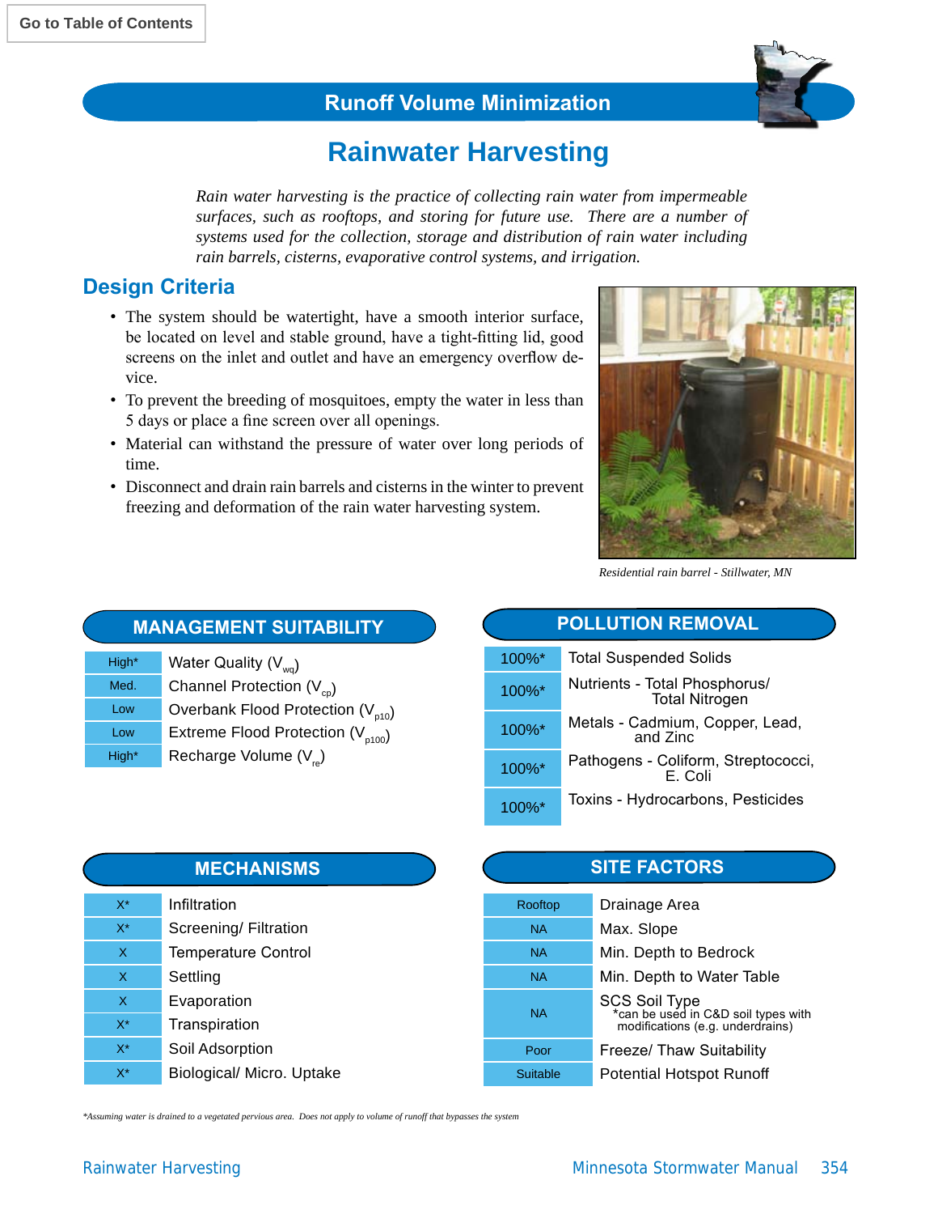Go to Table of Contents

## Runoff Volume Minimization

# Rainwater Harvesting

*Rain water harvesting is the practice of collecting rain water from impermeable surfaces, such as rooftops, and storing for future use. There are a number of systems used for the collection, storage and distribution of rain water including rain barrels, cisterns, evaporative control systems, and irrigation.*

## Design Criteria

- The system should be watertight, have a smooth interior surface, be located on level and stable ground, have a tight-fitting lid, good screens on the inlet and outlet and have an emergency overflow device.
- To prevent the breeding of mosquitoes, empty the water in less than 5 days or place a fine screen over all openings.
- Material can withstand the pressure of water over long periods of time.
- Disconnect and drain rain barrels and cisterns in the winter to prevent freezing and deformation of the rain water harvesting system.

*Residential rain barrel - Stillwater, MN*

### MANAGEMENT SUITABILITY

| | |
|---|---|
| High* | Water Quality ($V_{wq}$) |
| Med. | Channel Protection ($V_{cp}$) |
| Low | Overbank Flood Protection ($V_{p10}$) |
| Low | Extreme Flood Protection ($V_{p100}$) |
| High* | Recharge Volume ($V_{re}$) |

### POLLUTION REMOVAL

| | |
|---|---|
| 100%* | Total Suspended Solids |
| 100%* | Nutrients - Total Phosphorus/ Total Nitrogen |
| 100%* | Metals - Cadmium, Copper, Lead, and Zinc |
| 100%* | Pathogens - Coliform, Streptococci, E. Coli |
| 100%* | Toxins - Hydrocarbons, Pesticides |

### MECHANISMS

| | |
|---|---|
| X* | Infiltration |
| X* | Screening/ Filtration |
| X | Temperature Control |
| X | Settling |
| X | Evaporation |
| X* | Transpiration |
| X* | Soil Adsorption |
| X* | Biological/ Micro. Uptake |

### SITE FACTORS

| | |
|---|---|
| Rooftop | Drainage Area |
| NA | Max. Slope |
| NA | Min. Depth to Bedrock |
| NA | Min. Depth to Water Table |
| NA | SCS Soil Type *can be used in C&D soil types with modifications (e.g. underdrains) |
| Poor | Freeze/ Thaw Suitability |
| Suitable | Potential Hotspot Runoff |

*\*Assuming water is drained to a vegetated pervious area. Does not apply to volume of runoff that bypasses the system*